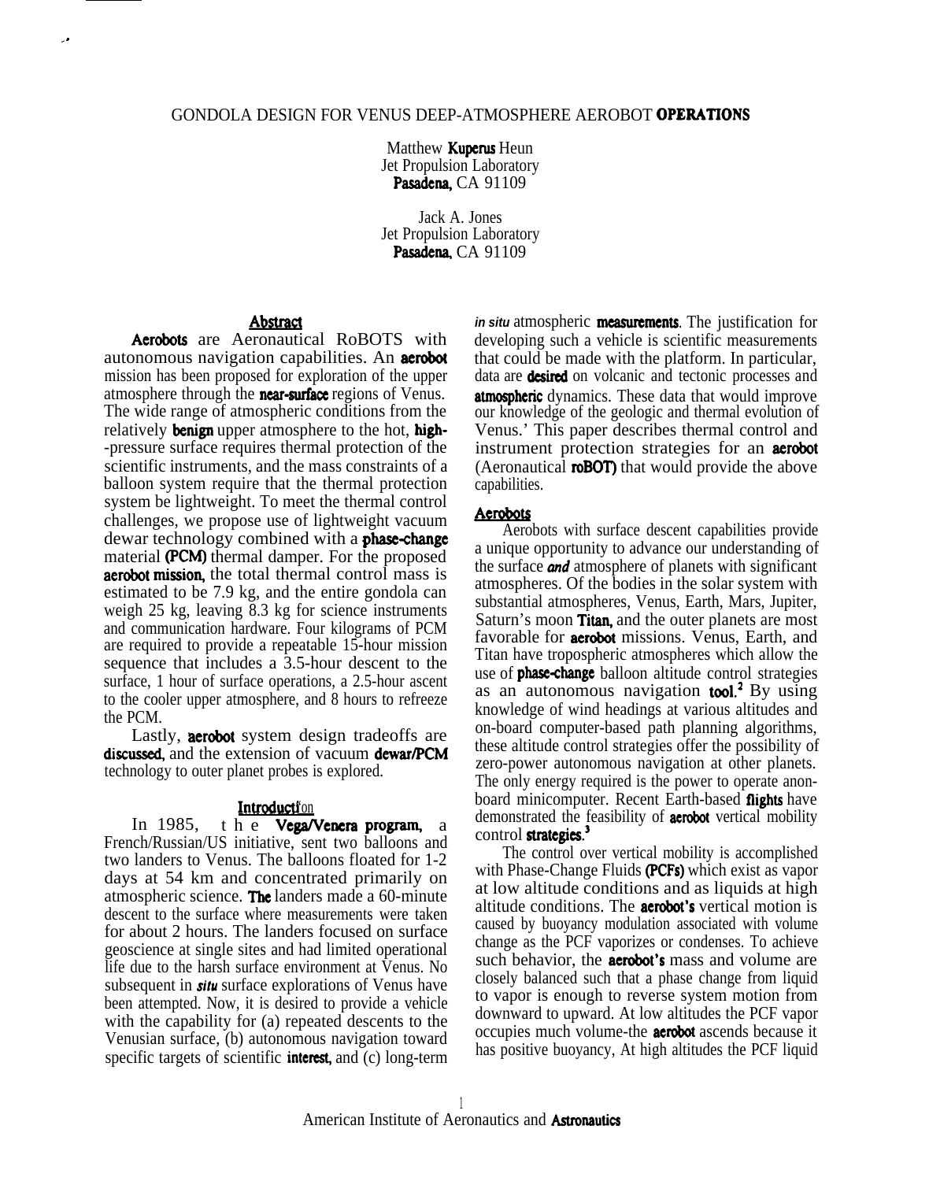# GONDOLA DESIGN FOR VENUS DEEP-ATMOSPHERE AEROBOT OPERATIONS

Matthew Kuperus Heun
Jet Propulsion Laboratory
Pasadena, CA 91109

Jack A. Jones
Jet Propulsion Laboratory
Pasadena, CA 91109

## Abstract

Aerobots are Aeronautical RoBOTS with autonomous navigation capabilities. An aerobot mission has been proposed for exploration of the upper atmosphere through the near-surface regions of Venus. The wide range of atmospheric conditions from the relatively benign upper atmosphere to the hot, high--pressure surface requires thermal protection of the scientific instruments, and the mass constraints of a balloon system require that the thermal protection system be lightweight. To meet the thermal control challenges, we propose use of lightweight vacuum dewar technology combined with a phase-change material (PCM) thermal damper. For the proposed aerobot mission, the total thermal control mass is estimated to be 7.9 kg, and the entire gondola can weigh 25 kg, leaving 8.3 kg for science instruments and communication hardware. Four kilograms of PCM are required to provide a repeatable 15-hour mission sequence that includes a 3.5-hour descent to the surface, 1 hour of surface operations, a 2.5-hour ascent to the cooler upper atmosphere, and 8 hours to refreeze the PCM.

Lastly, aerobot system design tradeoffs are discussed, and the extension of vacuum dewar/PCM technology to outer planet probes is explored.

## Introduction

In 1985, the Vega/Venera program, a French/Russian/US initiative, sent two balloons and two landers to Venus. The balloons floated for 1-2 days at 54 km and concentrated primarily on atmospheric science. The landers made a 60-minute descent to the surface where measurements were taken for about 2 hours. The landers focused on surface geoscience at single sites and had limited operational life due to the harsh surface environment at Venus. No subsequent in *situ* surface explorations of Venus have been attempted. Now, it is desired to provide a vehicle with the capability for (a) repeated descents to the Venusian surface, (b) autonomous navigation toward specific targets of scientific interest, and (c) long-term *in situ* atmospheric measurements. The justification for developing such a vehicle is scientific measurements that could be made with the platform. In particular, data are desired on volcanic and tectonic processes and atmospheric dynamics. These data that would improve our knowledge of the geologic and thermal evolution of Venus.[1] This paper describes thermal control and instrument protection strategies for an aerobot (Aeronautical roBOT) that would provide the above capabilities.

## Aerobots

Aerobots with surface descent capabilities provide a unique opportunity to advance our understanding of the surface *and* atmosphere of planets with significant atmospheres. Of the bodies in the solar system with substantial atmospheres, Venus, Earth, Mars, Jupiter, Saturn's moon Titan, and the outer planets are most favorable for aerobot missions. Venus, Earth, and Titan have tropospheric atmospheres which allow the use of phase-change balloon altitude control strategies as an autonomous navigation tool.[2] By using knowledge of wind headings at various altitudes and on-board computer-based path planning algorithms, these altitude control strategies offer the possibility of zero-power autonomous navigation at other planets. The only energy required is the power to operate anon-board minicomputer. Recent Earth-based flights have demonstrated the feasibility of aerobot vertical mobility control strategies.[3]

The control over vertical mobility is accomplished with Phase-Change Fluids (PCFs) which exist as vapor at low altitude conditions and as liquids at high altitude conditions. The aerobot's vertical motion is caused by buoyancy modulation associated with volume change as the PCF vaporizes or condenses. To achieve such behavior, the aerobot's mass and volume are closely balanced such that a phase change from liquid to vapor is enough to reverse system motion from downward to upward. At low altitudes the PCF vapor occupies much volume-the aerobot ascends because it has positive buoyancy, At high altitudes the PCF liquid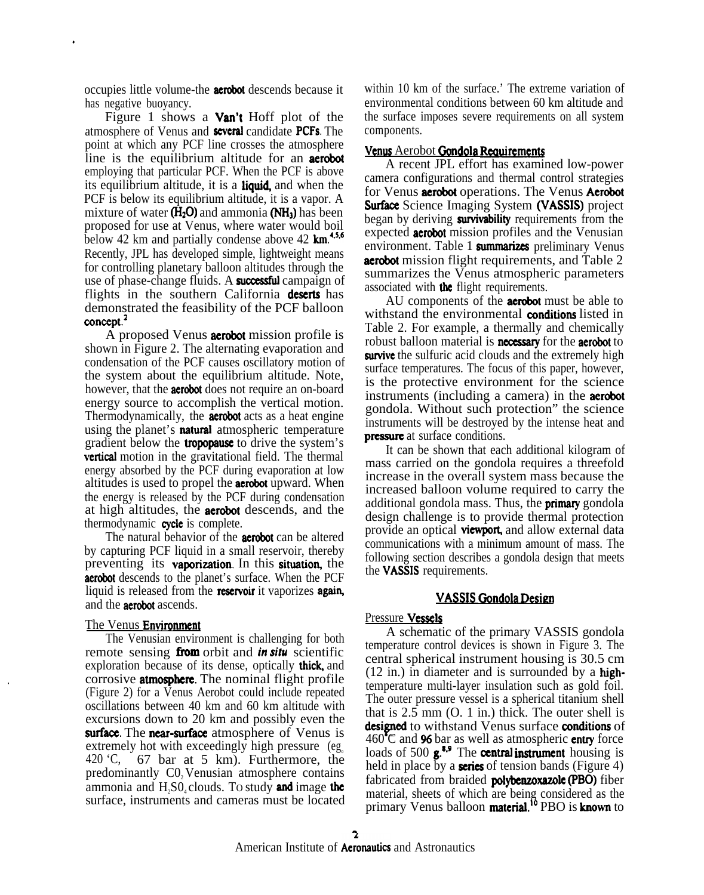occupies little volume-the aerobot descends because it has negative buoyancy.

Figure 1 shows a Van't Hoff plot of the atmosphere of Venus and several candidate PCFs. The point at which any PCF line crosses the atmosphere line is the equilibrium altitude for an aerobot employing that particular PCF. When the PCF is above its equilibrium altitude, it is a liquid, and when the PCF is below its equilibrium altitude, it is a vapor. A mixture of water ($H_2O$) and ammonia ($NH_3$) has been proposed for use at Venus, where water would boil below 42 km and partially condense above 42 km.[4,5,6] Recently, JPL has developed simple, lightweight means for controlling planetary balloon altitudes through the use of phase-change fluids. A successful campaign of flights in the southern California deserts has demonstrated the feasibility of the PCF balloon concept.[2]

A proposed Venus aerobot mission profile is shown in Figure 2. The alternating evaporation and condensation of the PCF causes oscillatory motion of the system about the equilibrium altitude. Note, however, that the aerobot does not require an on-board energy source to accomplish the vertical motion. Thermodynamically, the aerobot acts as a heat engine using the planet's natural atmospheric temperature gradient below the tropopause to drive the system's vertical motion in the gravitational field. The thermal energy absorbed by the PCF during evaporation at low altitudes is used to propel the aerobot upward. When the energy is released by the PCF during condensation at high altitudes, the aerobot descends, and the thermodynamic cycle is complete.

The natural behavior of the aerobot can be altered by capturing PCF liquid in a small reservoir, thereby preventing its vaporization. In this situation, the aerobot descends to the planet's surface. When the PCF liquid is released from the reservoir it vaporizes again, and the aerobot ascends.

## The Venus Environment

The Venusian environment is challenging for both remote sensing from orbit and *in situ* scientific exploration because of its dense, optically thick, and corrosive atmosphere. The nominal flight profile (Figure 2) for a Venus Aerobot could include repeated oscillations between 40 km and 60 km altitude with excursions down to 20 km and possibly even the surface. The near-surface atmosphere of Venus is extremely hot with exceedingly high pressure (eg, 420 'C, 67 bar at 5 km). Furthermore, the predominantly $CO_2$ Venusian atmosphere contains ammonia and $H_2SO_4$ clouds. To study and image the surface, instruments and cameras must be located within 10 km of the surface.' The extreme variation of environmental conditions between 60 km altitude and the surface imposes severe requirements on all system components.

## Venus Aerobot Gondola Requirements

A recent JPL effort has examined low-power camera configurations and thermal control strategies for Venus aerobot operations. The Venus Aerobot Surface Science Imaging System (VASSIS) project began by deriving survivability requirements from the expected aerobot mission profiles and the Venusian environment. Table 1 summarizes preliminary Venus aerobot mission flight requirements, and Table 2 summarizes the Venus atmospheric parameters associated with the flight requirements.

AU components of the aerobot must be able to withstand the environmental conditions listed in Table 2. For example, a thermally and chemically robust balloon material is necessary for the aerobot to survive the sulfuric acid clouds and the extremely high surface temperatures. The focus of this paper, however, is the protective environment for the science instruments (including a camera) in the aerobot gondola. Without such protection" the science instruments will be destroyed by the intense heat and pressure at surface conditions.

It can be shown that each additional kilogram of mass carried on the gondola requires a threefold increase in the overall system mass because the increased balloon volume required to carry the additional gondola mass. Thus, the primary gondola design challenge is to provide thermal protection provide an optical viewport, and allow external data communications with a minimum amount of mass. The following section describes a gondola design that meets the VASSIS requirements.

# VASSIS Gondola Design

## Pressure Vessels

A schematic of the primary VASSIS gondola temperature control devices is shown in Figure 3. The central spherical instrument housing is 30.5 cm (12 in.) in diameter and is surrounded by a high-temperature multi-layer insulation such as gold foil. The outer pressure vessel is a spherical titanium shell that is 2.5 mm (O. 1 in.) thick. The outer shell is designed to withstand Venus surface conditions of 460°C and 96 bar as well as atmospheric entry force loads of 500 g.[8,9] The central instrument housing is held in place by a series of tension bands (Figure 4) fabricated from braided polybenzoxazole (PBO) fiber material, sheets of which are being considered as the primary Venus balloon material.[10] PBO is known to

American Institute of Aeronautics and Astronautics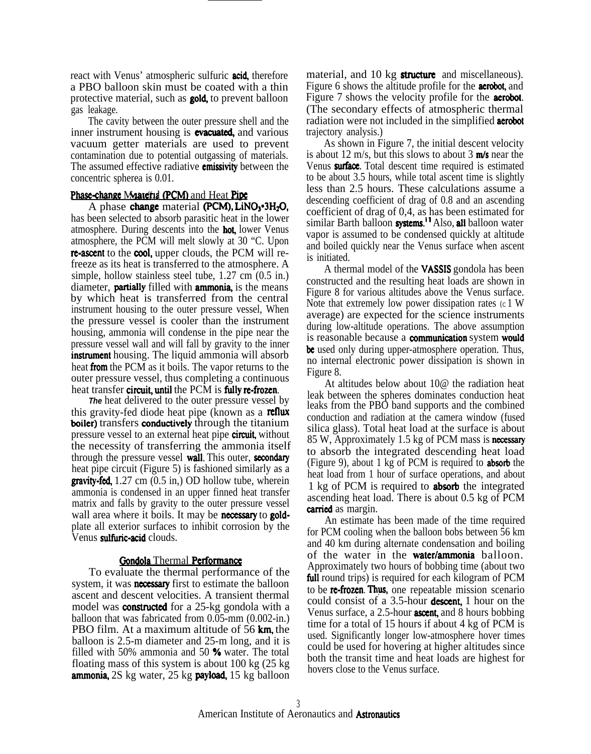react with Venus' atmospheric sulfuric acid, therefore a PBO balloon skin must be coated with a thin protective material, such as gold, to prevent balloon gas leakage.

The cavity between the outer pressure shell and the inner instrument housing is evacuated, and various vacuum getter materials are used to prevent contamination due to potential outgassing of materials. The assumed effective radiative emissivity between the concentric spherea is 0.01.

### Phase-change Material (PCM) and Heat Pipe

A phase change material (PCM), $LiNO_3 \cdot 3H_2O$, has been selected to absorb parasitic heat in the lower atmosphere. During descents into the hot, lower Venus atmosphere, the PCM will melt slowly at 30 "C. Upon re-ascent to the cool, upper clouds, the PCM will re-freeze as its heat is transferred to the atmosphere. A simple, hollow stainless steel tube, 1.27 cm (0.5 in.) diameter, partially filled with ammonia, is the means by which heat is transferred from the central instrument housing to the outer pressure vessel, When the pressure vessel is cooler than the instrument housing, ammonia will condense in the pipe near the pressure vessel wall and will fall by gravity to the inner instrument housing. The liquid ammonia will absorb heat from the PCM as it boils. The vapor returns to the outer pressure vessel, thus completing a continuous heat transfer circuit, until the PCM is fully re-frozen.

*The* heat delivered to the outer pressure vessel by this gravity-fed diode heat pipe (known as a reflux boiler) transfers conductively through the titanium pressure vessel to an external heat pipe circuit, without the necessity of transferring the ammonia itself through the pressure vessel wall. This outer, secondary heat pipe circuit (Figure 5) is fashioned similarly as a gravity-fed, 1.27 cm (0.5 in,) OD hollow tube, wherein ammonia is condensed in an upper finned heat transfer matrix and falls by gravity to the outer pressure vessel wall area where it boils. It may be necessary to gold-plate all exterior surfaces to inhibit corrosion by the Venus sulfuric-acid clouds.

### Gondola Thermal Performance

To evaluate the thermal performance of the system, it was necessary first to estimate the balloon ascent and descent velocities. A transient thermal model was constructed for a 25-kg gondola with a balloon that was fabricated from 0.05-mm (0.002-in.) PBO film. At a maximum altitude of 56 km, the balloon is 2.5-m diameter and 25-m long, and it is filled with 50% ammonia and 50 % water. The total floating mass of this system is about 100 kg (25 kg ammonia, 2S kg water, 25 kg payload, 15 kg balloon material, and 10 kg structure and miscellaneous). Figure 6 shows the altitude profile for the aerobot, and Figure 7 shows the velocity profile for the aerobot. (The secondary effects of atmospheric thermal radiation were not included in the simplified aerobot trajectory analysis.)

As shown in Figure 7, the initial descent velocity is about 12 m/s, but this slows to about 3 m/s near the Venus surface. Total descent time required is estimated to be about 3.5 hours, while total ascent time is slightly less than 2.5 hours. These calculations assume a descending coefficient of drag of 0.8 and an ascending coefficient of drag of 0,4, as has been estimated for similar Barth balloon systems.[11] Also, all balloon water vapor is assumed to be condensed quickly at altitude and boiled quickly near the Venus surface when ascent is initiated.

A thermal model of the VASSIS gondola has been constructed and the resulting heat loads are shown in Figure 8 for various altitudes above the Venus surface. Note that extremely low power dissipation rates (c 1 W average) are expected for the science instruments during low-altitude operations. The above assumption is reasonable because a communication system would be used only during upper-atmosphere operation. Thus, no internal electronic power dissipation is shown in Figure 8.

At altitudes below about 10@ the radiation heat leak between the spheres dominates conduction heat leaks from the PBO band supports and the combined conduction and radiation at the camera window (fused silica glass). Total heat load at the surface is about 85 W, Approximately 1.5 kg of PCM mass is necessary to absorb the integrated descending heat load (Figure 9), about 1 kg of PCM is required to absorb the heat load from 1 hour of surface operations, and about 1 kg of PCM is required to absorb the integrated ascending heat load. There is about 0.5 kg of PCM carried as margin.

An estimate has been made of the time required for PCM cooling when the balloon bobs between 56 km and 40 km during alternate condensation and boiling of the water in the water/ammonia balloon. Approximately two hours of bobbing time (about two full round trips) is required for each kilogram of PCM to be re-frozen. Thus, one repeatable mission scenario could consist of a 3.5-hour descent, 1 hour on the Venus surface, a 2.5-hour ascent, and 8 hours bobbing time for a total of 15 hours if about 4 kg of PCM is used. Significantly longer low-atmosphere hover times could be used for hovering at higher altitudes since both the transit time and heat loads are highest for hovers close to the Venus surface.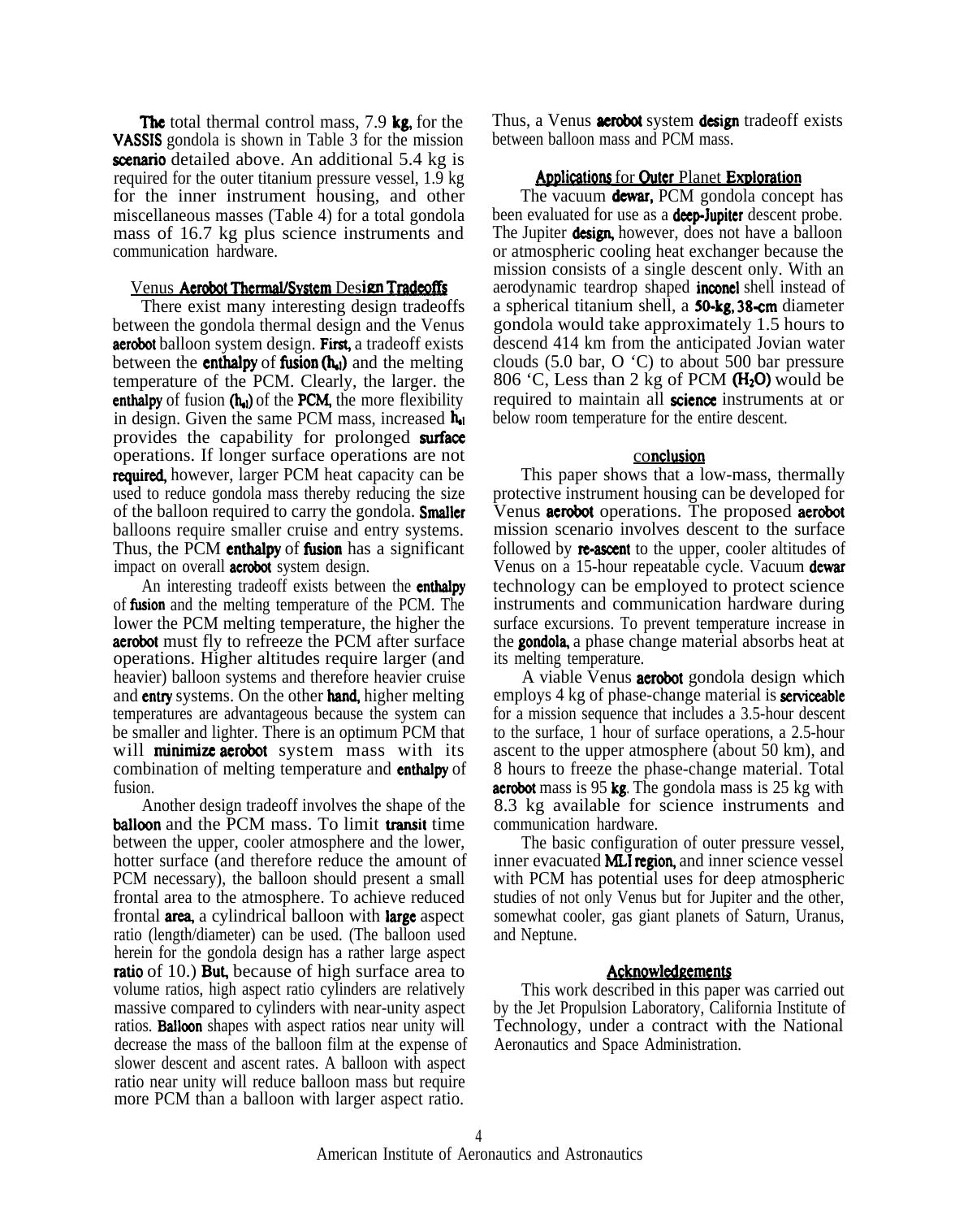The total thermal control mass, 7.9 kg, for the VASSIS gondola is shown in Table 3 for the mission scenario detailed above. An additional 5.4 kg is required for the outer titanium pressure vessel, 1.9 kg for the inner instrument housing, and other miscellaneous masses (Table 4) for a total gondola mass of 16.7 kg plus science instruments and communication hardware.

## Venus Aerobot Thermal/System Design Tradeoffs

There exist many interesting design tradeoffs between the gondola thermal design and the Venus aerobot balloon system design. First, a tradeoff exists between the enthalpy of fusion ($h_{sl}$) and the melting temperature of the PCM. Clearly, the larger. the enthalpy of fusion ($h_{sl}$) of the PCM, the more flexibility in design. Given the same PCM mass, increased $h_{sl}$ provides the capability for prolonged surface operations. If longer surface operations are not required, however, larger PCM heat capacity can be used to reduce gondola mass thereby reducing the size of the balloon required to carry the gondola. Smaller balloons require smaller cruise and entry systems. Thus, the PCM enthalpy of fusion has a significant impact on overall aerobot system design.

An interesting tradeoff exists between the enthalpy of fusion and the melting temperature of the PCM. The lower the PCM melting temperature, the higher the aerobot must fly to refreeze the PCM after surface operations. Higher altitudes require larger (and heavier) balloon systems and therefore heavier cruise and entry systems. On the other hand, higher melting temperatures are advantageous because the system can be smaller and lighter. There is an optimum PCM that will minimize aerobot system mass with its combination of melting temperature and enthalpy of fusion.

Another design tradeoff involves the shape of the balloon and the PCM mass. To limit transit time between the upper, cooler atmosphere and the lower, hotter surface (and therefore reduce the amount of PCM necessary), the balloon should present a small frontal area to the atmosphere. To achieve reduced frontal area, a cylindrical balloon with large aspect ratio (length/diameter) can be used. (The balloon used herein for the gondola design has a rather large aspect ratio of 10.) But, because of high surface area to volume ratios, high aspect ratio cylinders are relatively massive compared to cylinders with near-unity aspect ratios. Balloon shapes with aspect ratios near unity will decrease the mass of the balloon film at the expense of slower descent and ascent rates. A balloon with aspect ratio near unity will reduce balloon mass but require more PCM than a balloon with larger aspect ratio. Thus, a Venus aerobot system design tradeoff exists between balloon mass and PCM mass.

## Applications for Outer Planet Exploration

The vacuum dewar, PCM gondola concept has been evaluated for use as a deep-Jupiter descent probe. The Jupiter design, however, does not have a balloon or atmospheric cooling heat exchanger because the mission consists of a single descent only. With an aerodynamic teardrop shaped inconel shell instead of a spherical titanium shell, a 50-kg, 38-cm diameter gondola would take approximately 1.5 hours to descend 414 km from the anticipated Jovian water clouds (5.0 bar, O 'C) to about 500 bar pressure 806 'C, Less than 2 kg of PCM ($H_2O$) would be required to maintain all science instruments at or below room temperature for the entire descent.

## Conclusion

This paper shows that a low-mass, thermally protective instrument housing can be developed for Venus aerobot operations. The proposed aerobot mission scenario involves descent to the surface followed by re-ascent to the upper, cooler altitudes of Venus on a 15-hour repeatable cycle. Vacuum dewar technology can be employed to protect science instruments and communication hardware during surface excursions. To prevent temperature increase in the gondola, a phase change material absorbs heat at its melting temperature.

A viable Venus aerobot gondola design which employs 4 kg of phase-change material is serviceable for a mission sequence that includes a 3.5-hour descent to the surface, 1 hour of surface operations, a 2.5-hour ascent to the upper atmosphere (about 50 km), and 8 hours to freeze the phase-change material. Total aerobot mass is 95 kg. The gondola mass is 25 kg with 8.3 kg available for science instruments and communication hardware.

The basic configuration of outer pressure vessel, inner evacuated MLI region, and inner science vessel with PCM has potential uses for deep atmospheric studies of not only Venus but for Jupiter and the other, somewhat cooler, gas giant planets of Saturn, Uranus, and Neptune.

## Acknowledgements

This work described in this paper was carried out by the Jet Propulsion Laboratory, California Institute of Technology, under a contract with the National Aeronautics and Space Administration.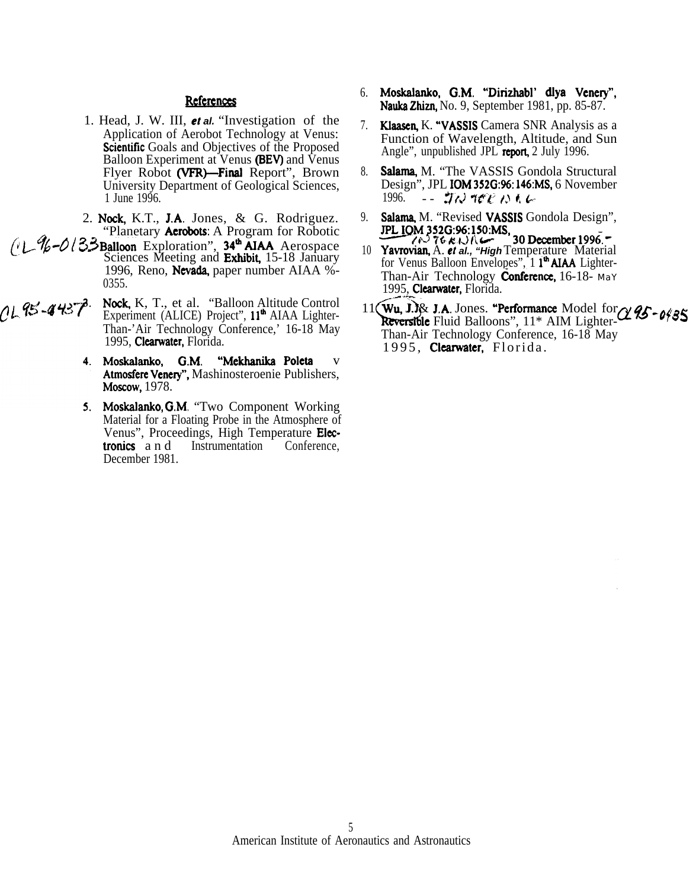## References

1. Head, J. W. III, *et al.* "Investigation of the Application of Aerobot Technology at Venus: Scientific Goals and Objectives of the Proposed Balloon Experiment at Venus (BEV) and Venus Flyer Robot (VFR)—Final Report", Brown University Department of Geological Sciences, 1 June 1996.

2. Nock, K.T., J.A. Jones, & G. Rodriguez. "Planetary Aerobots: A Program for Robotic Balloon Exploration", 34th AIAA Aerospace Sciences Meeting and Exhibit, 15-18 January 1996, Reno, Nevada, paper number AIAA %-0355.

3. Nock, K, T., et al. "Balloon Altitude Control Experiment (ALICE) Project", 11th AIAA Lighter-Than-'Air Technology Conference,' 16-18 May 1995, Clearwater, Florida.

4. Moskalanko, G.M. "Mekhanika Poleta v Atmosfere Venery", Mashinosteroenie Publishers, Moscow, 1978.

5. Moskalanko, G.M. "Two Component Working Material for a Floating Probe in the Atmosphere of Venus", Proceedings, High Temperature Electronics and Instrumentation Conference, December 1981.

6. Moskalanko, G.M. "Dirizhabl' dlya Venery", Nauka Zhizn, No. 9, September 1981, pp. 85-87.

7. Klaasen, K. "VASSIS Camera SNR Analysis as a Function of Wavelength, Altitude, and Sun Angle", unpublished JPL report, 2 July 1996.

8. Salama, M. "The VASSIS Gondola Structural Design", JPL IOM 352G:96:146:MS, 6 November 1996.

9. Salama, M. "Revised VASSIS Gondola Design", JPL IOM 352G:96:150:MS, 30 December 1996.

10. Yavrovian, A. *et al., "High* Temperature Material for Venus Balloon Envelopes", 11th AIAA Lighter-Than-Air Technology Conference, 16-18- May 1995, Clearwater, Florida.

11. Wu, J.J& J.A. Jones. "Performance Model for Reversible Fluid Balloons", 11* AIM Lighter-Than-Air Technology Conference, 16-18 May 1995, Clearwater, Florida.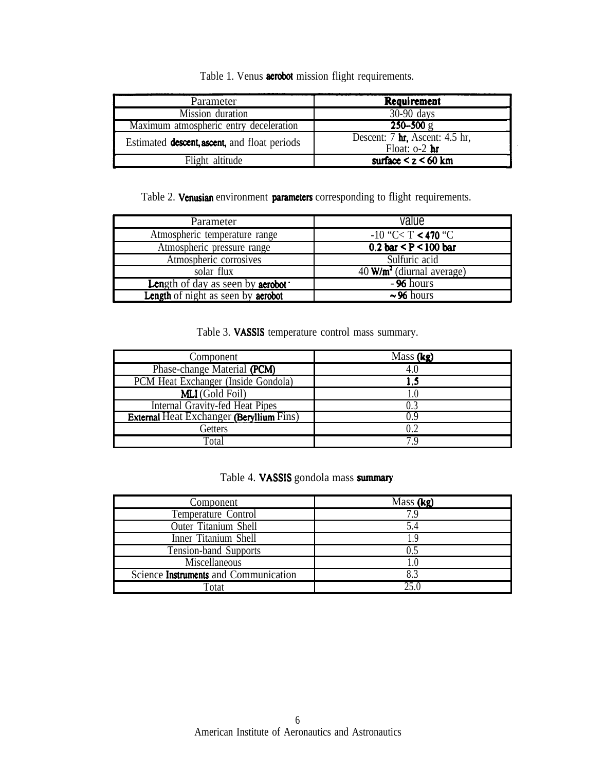Table 1. Venus aerobot mission flight requirements.

| Parameter | Requirement |
| --- | --- |
| Mission duration | 30-90 days |
| Maximum atmospheric entry deceleration | 250–500 g |
| Estimated descent, ascent, and float periods | Descent: 7 hr, Ascent: 4.5 hr, Float: o-2 hr |
| Flight altitude | surface < z < 60 km |

Table 2. Venusian environment parameters corresponding to flight requirements.

| Parameter | value |
| --- | --- |
| Atmospheric temperature range | -10 "C< T < 470 "C |
| Atmospheric pressure range | 0.2 bar < P < 100 bar |
| Atmospheric corrosives | Sulfuric acid |
| solar flux | 40 $W/m^2$ (diurnal average) |
| Length of day as seen by aerobot | - 96 hours |
| Length of night as seen by aerobot | ~ 96 hours |

Table 3. VASSIS temperature control mass summary.

| Component | Mass (kg) |
| --- | --- |
| Phase-change Material (PCM) | 4.0 |
| PCM Heat Exchanger (Inside Gondola) | 1.5 |
| MLI (Gold Foil) | 1.0 |
| Internal Gravity-fed Heat Pipes | 0.3 |
| External Heat Exchanger (Beryllium Fins) | 0.9 |
| Getters | 0.2 |
| Total | 7.9 |

Table 4. VASSIS gondola mass summary.

| Component | Mass (kg) |
| --- | --- |
| Temperature Control | 7.9 |
| Outer Titanium Shell | 5.4 |
| Inner Titanium Shell | 1.9 |
| Tension-band Supports | 0.5 |
| Miscellaneous | 1.0 |
| Science Instruments and Communication | 8.3 |
| Totat | 25.0 |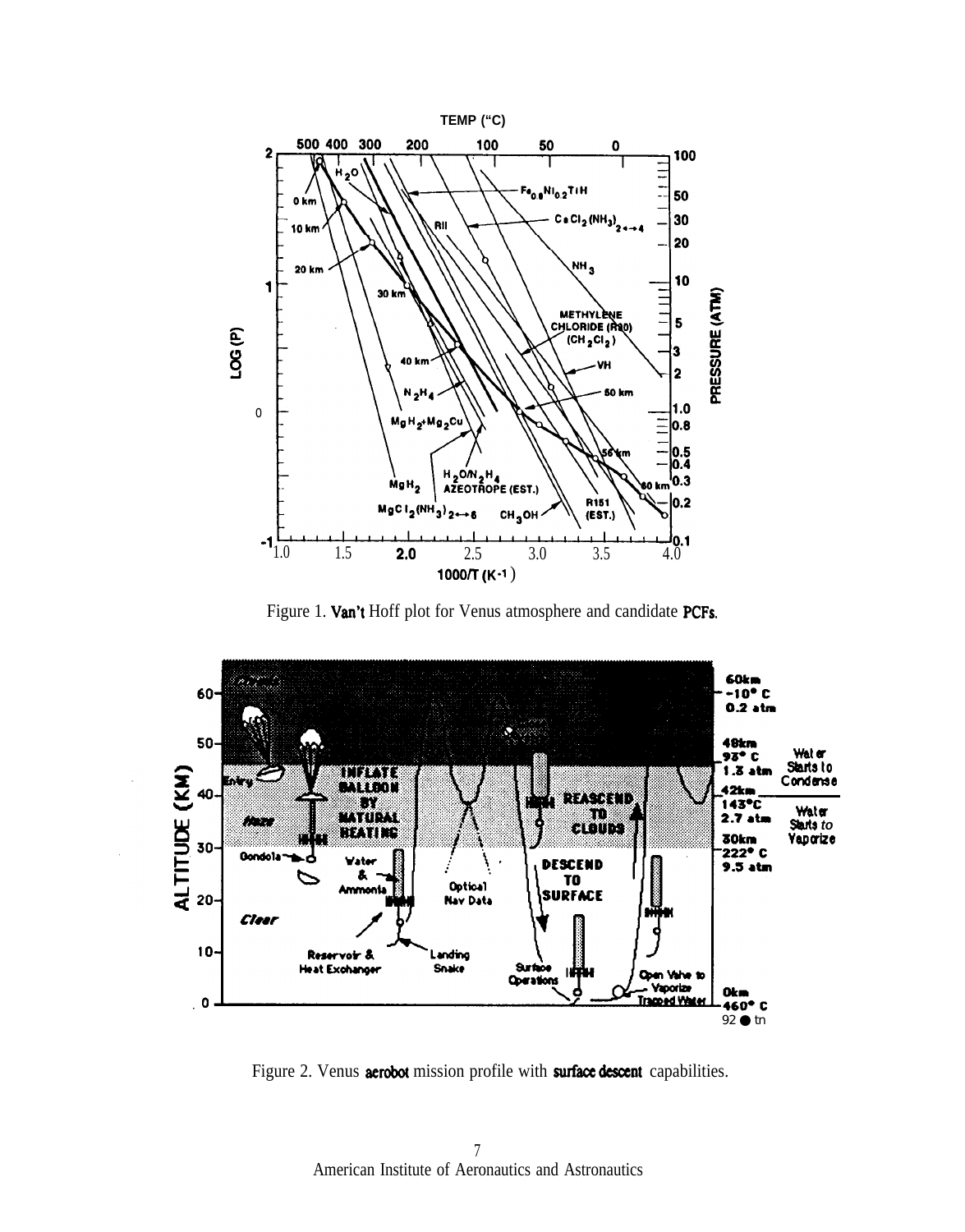Figure 1. Van't Hoff plot for Venus atmosphere and candidate PCFs.

Figure 2. Venus aerobot mission profile with surface descent capabilities.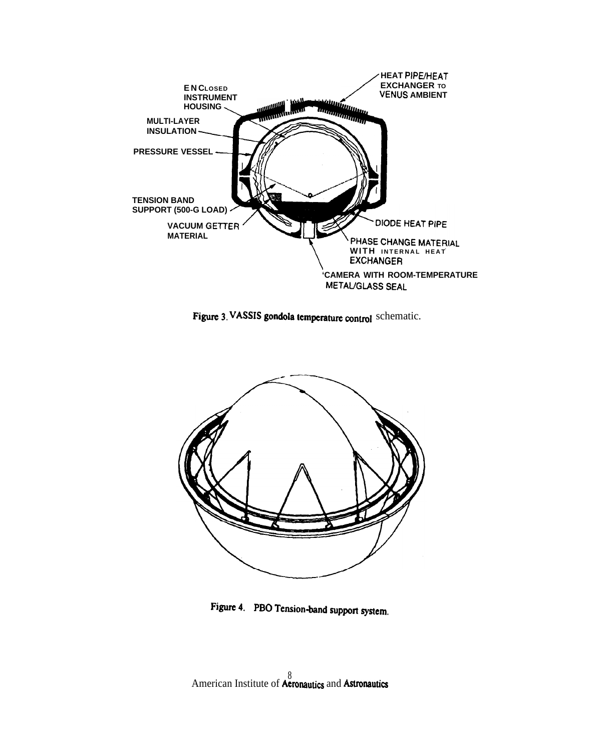Figure 3. VASSIS gondola temperature control schematic.

Figure 4. PBO Tension-band support system.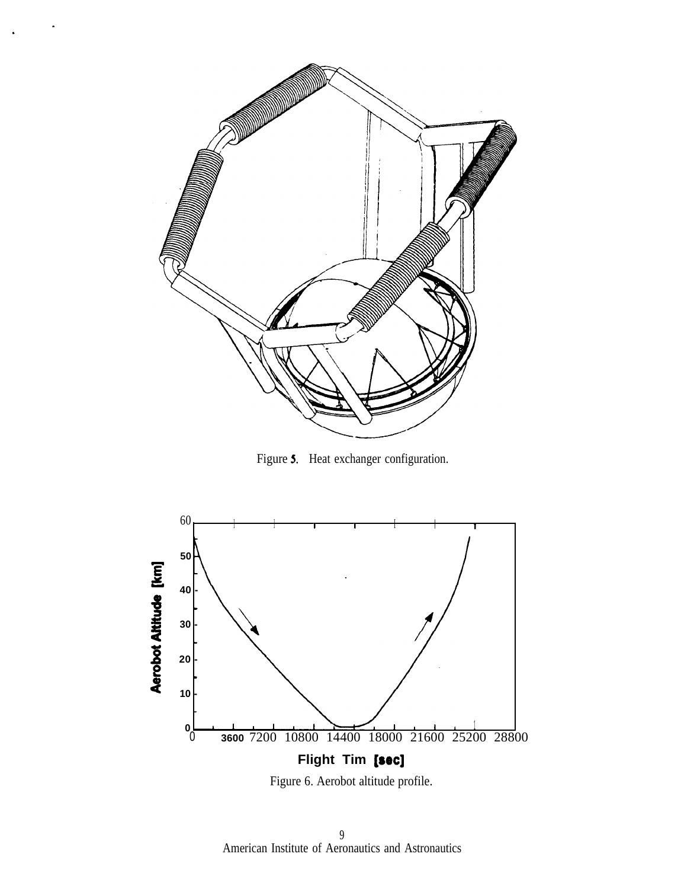Figure 5. Heat exchanger configuration.

Figure 6. Aerobot altitude profile.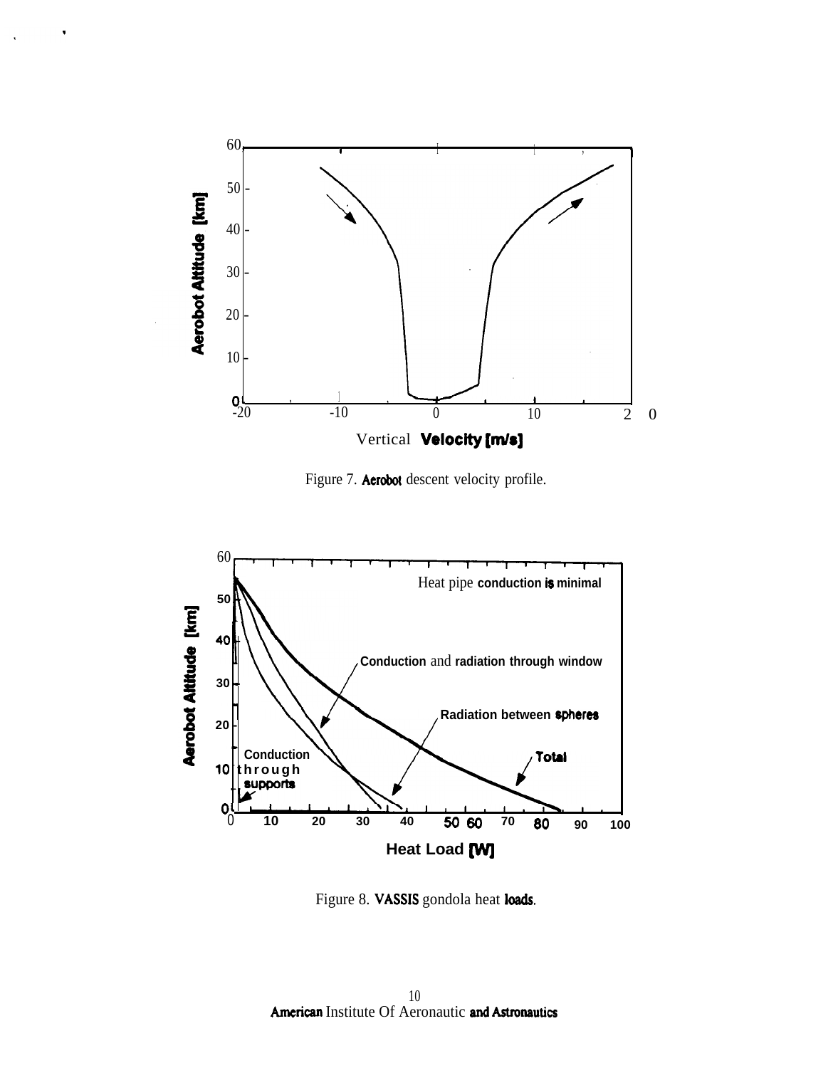Figure 7. Aerobot descent velocity profile.

Figure 8. VASSIS gondola heat loads.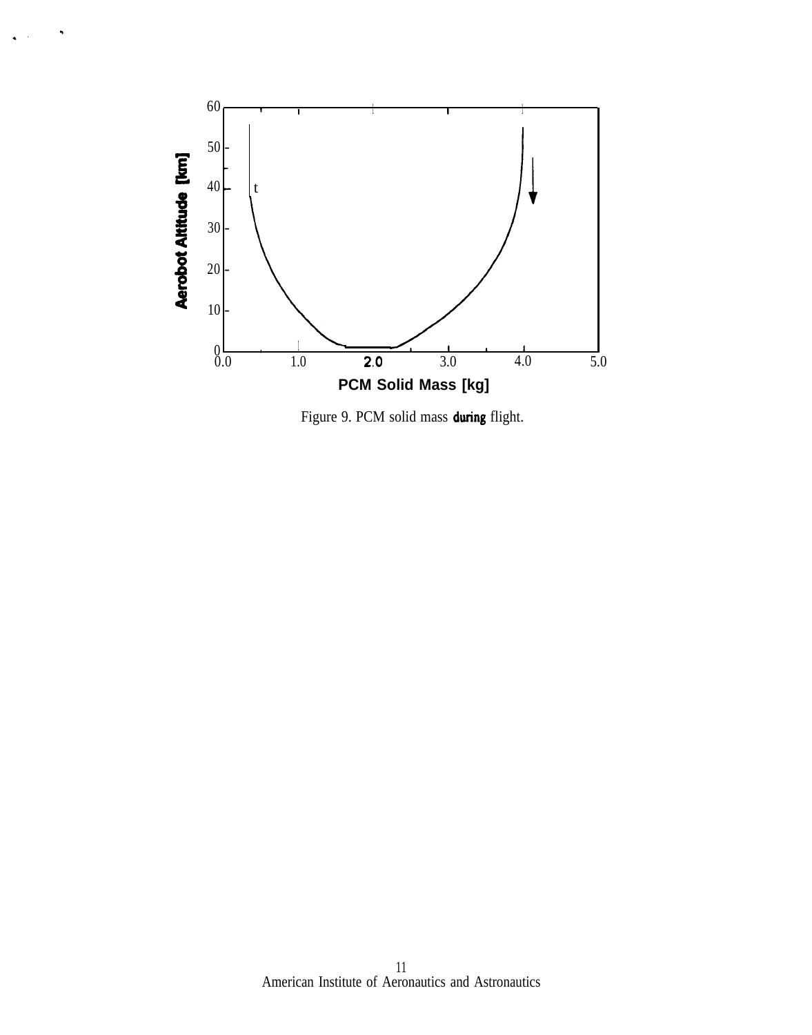60
50
40
30
20
10
0
0.0
1.0
2.0
3.0
4.0
5.0
t
Aerobot Altitude [km]
PCM Solid Mass [kg]

Figure 9. PCM solid mass during flight.